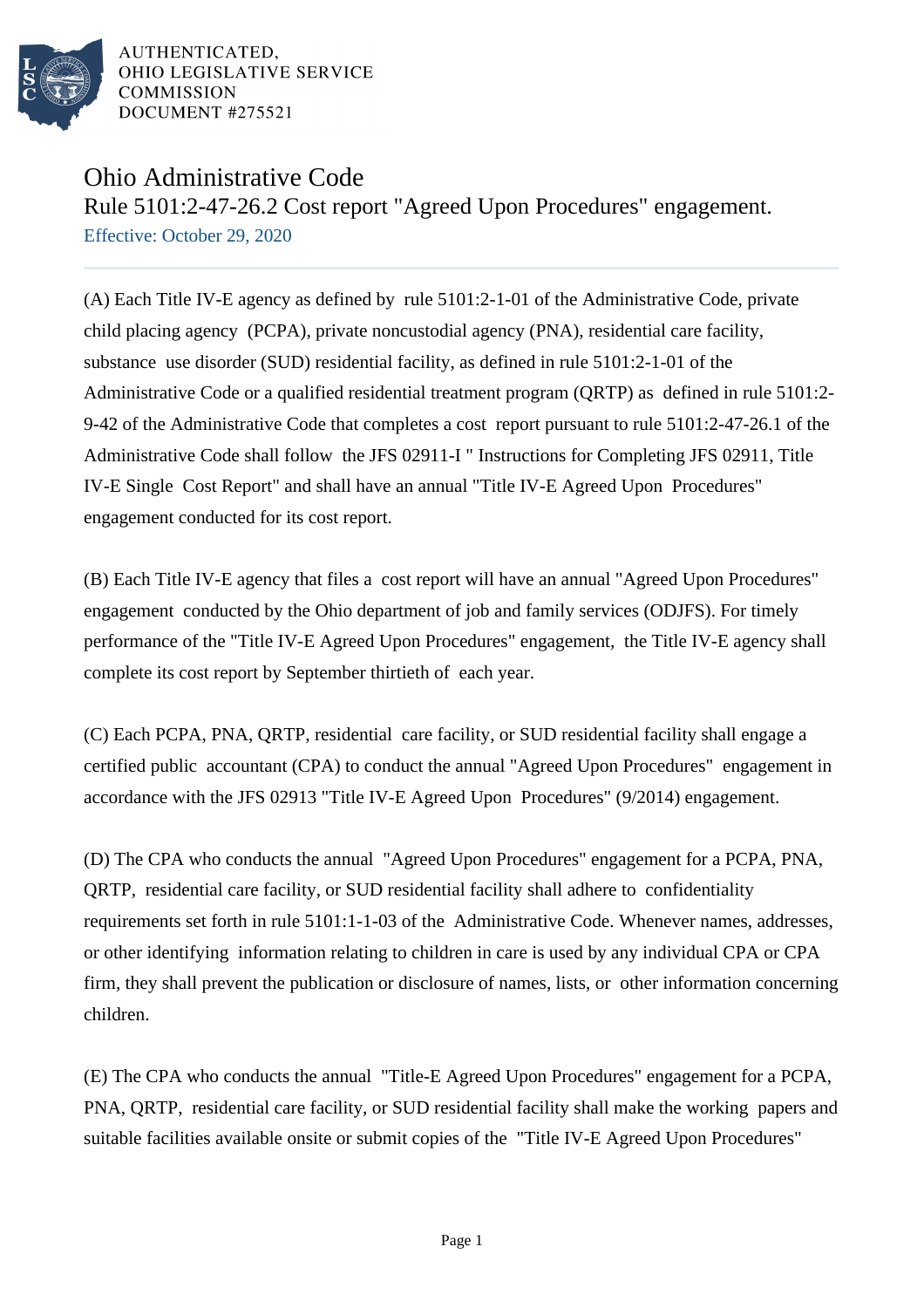AUTHENTICATED,
OHIO LEGISLATIVE SERVICE
COMMISSION
DOCUMENT #275521

# Ohio Administrative Code

## Rule 5101:2-47-26.2 Cost report "Agreed Upon Procedures" engagement.

Effective: October 29, 2020

(A) Each Title IV-E agency as defined by rule 5101:2-1-01 of the Administrative Code, private child placing agency (PCPA), private noncustodial agency (PNA), residential care facility, substance use disorder (SUD) residential facility, as defined in rule 5101:2-1-01 of the Administrative Code or a qualified residential treatment program (QRTP) as defined in rule 5101:2-9-42 of the Administrative Code that completes a cost report pursuant to rule 5101:2-47-26.1 of the Administrative Code shall follow the JFS 02911-I " Instructions for Completing JFS 02911, Title IV-E Single Cost Report" and shall have an annual "Title IV-E Agreed Upon Procedures" engagement conducted for its cost report.

(B) Each Title IV-E agency that files a cost report will have an annual "Agreed Upon Procedures" engagement conducted by the Ohio department of job and family services (ODJFS). For timely performance of the "Title IV-E Agreed Upon Procedures" engagement, the Title IV-E agency shall complete its cost report by September thirtieth of each year.

(C) Each PCPA, PNA, QRTP, residential care facility, or SUD residential facility shall engage a certified public accountant (CPA) to conduct the annual "Agreed Upon Procedures" engagement in accordance with the JFS 02913 "Title IV-E Agreed Upon Procedures" (9/2014) engagement.

(D) The CPA who conducts the annual "Agreed Upon Procedures" engagement for a PCPA, PNA, QRTP, residential care facility, or SUD residential facility shall adhere to confidentiality requirements set forth in rule 5101:1-1-03 of the Administrative Code. Whenever names, addresses, or other identifying information relating to children in care is used by any individual CPA or CPA firm, they shall prevent the publication or disclosure of names, lists, or other information concerning children.

(E) The CPA who conducts the annual "Title-E Agreed Upon Procedures" engagement for a PCPA, PNA, QRTP, residential care facility, or SUD residential facility shall make the working papers and suitable facilities available onsite or submit copies of the "Title IV-E Agreed Upon Procedures"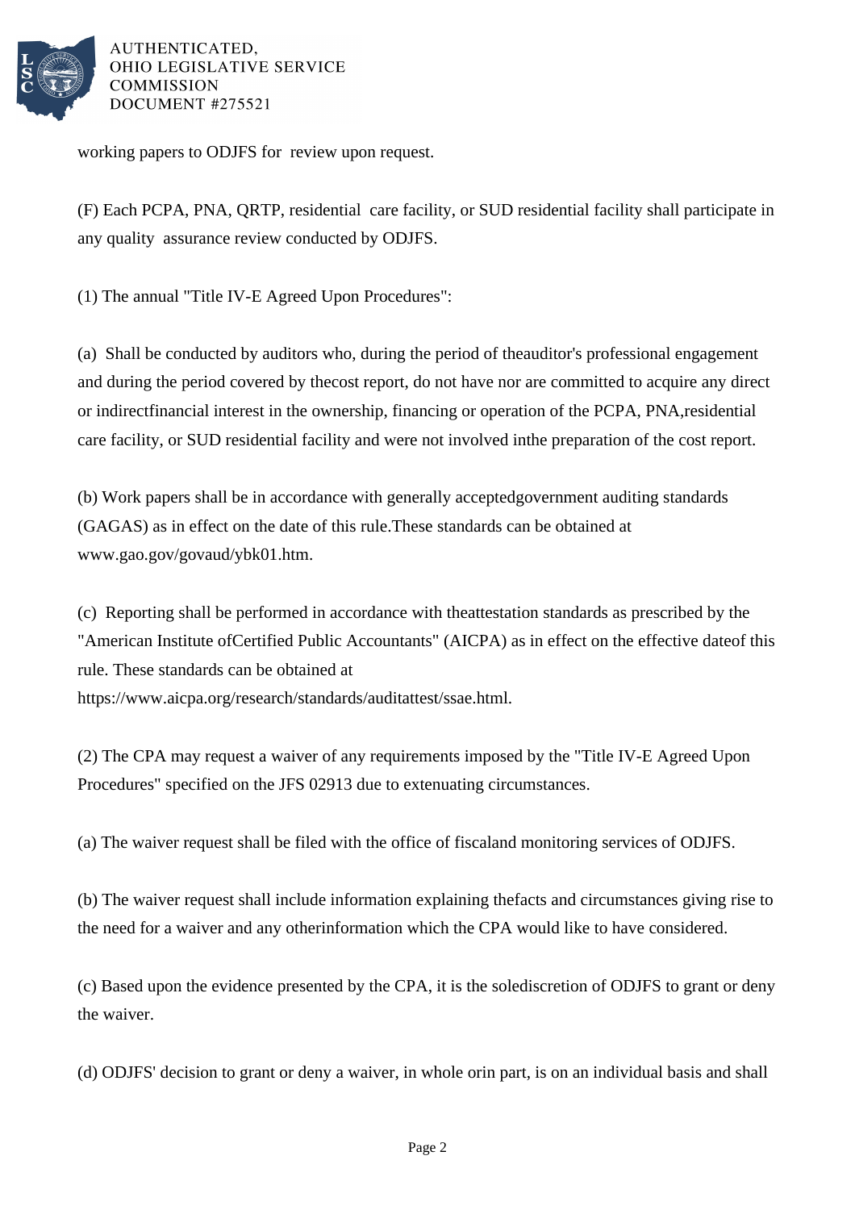working papers to ODJFS for review upon request.

(F) Each PCPA, PNA, QRTP, residential care facility, or SUD residential facility shall participate in any quality assurance review conducted by ODJFS.

(1) The annual "Title IV-E Agreed Upon Procedures":

(a) Shall be conducted by auditors who, during the period of theauditor's professional engagement and during the period covered by thecost report, do not have nor are committed to acquire any direct or indirectfinancial interest in the ownership, financing or operation of the PCPA, PNA,residential care facility, or SUD residential facility and were not involved inthe preparation of the cost report.

(b) Work papers shall be in accordance with generally acceptedgovernment auditing standards (GAGAS) as in effect on the date of this rule.These standards can be obtained at www.gao.gov/govaud/ybk01.htm.

(c) Reporting shall be performed in accordance with theattestation standards as prescribed by the "American Institute ofCertified Public Accountants" (AICPA) as in effect on the effective dateof this rule. These standards can be obtained at https://www.aicpa.org/research/standards/auditattest/ssae.html.

(2) The CPA may request a waiver of any requirements imposed by the "Title IV-E Agreed Upon Procedures" specified on the JFS 02913 due to extenuating circumstances.

(a) The waiver request shall be filed with the office of fiscaland monitoring services of ODJFS.

(b) The waiver request shall include information explaining thefacts and circumstances giving rise to the need for a waiver and any otherinformation which the CPA would like to have considered.

(c) Based upon the evidence presented by the CPA, it is the solediscretion of ODJFS to grant or deny the waiver.

(d) ODJFS' decision to grant or deny a waiver, in whole orin part, is on an individual basis and shall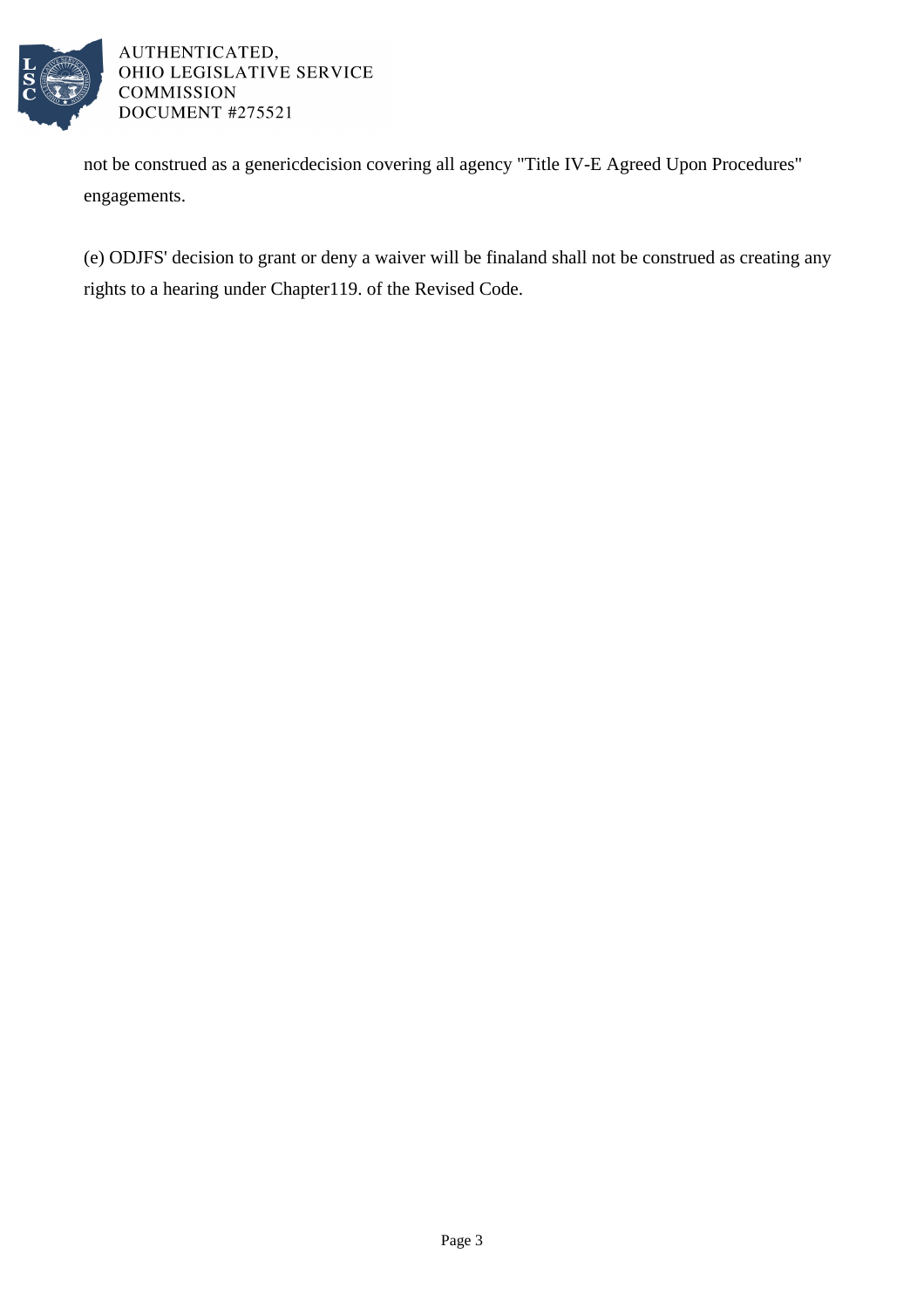not be construed as a genericdecision covering all agency "Title IV-E Agreed Upon Procedures" engagements.

(e) ODJFS' decision to grant or deny a waiver will be finaland shall not be construed as creating any rights to a hearing under Chapter119. of the Revised Code.